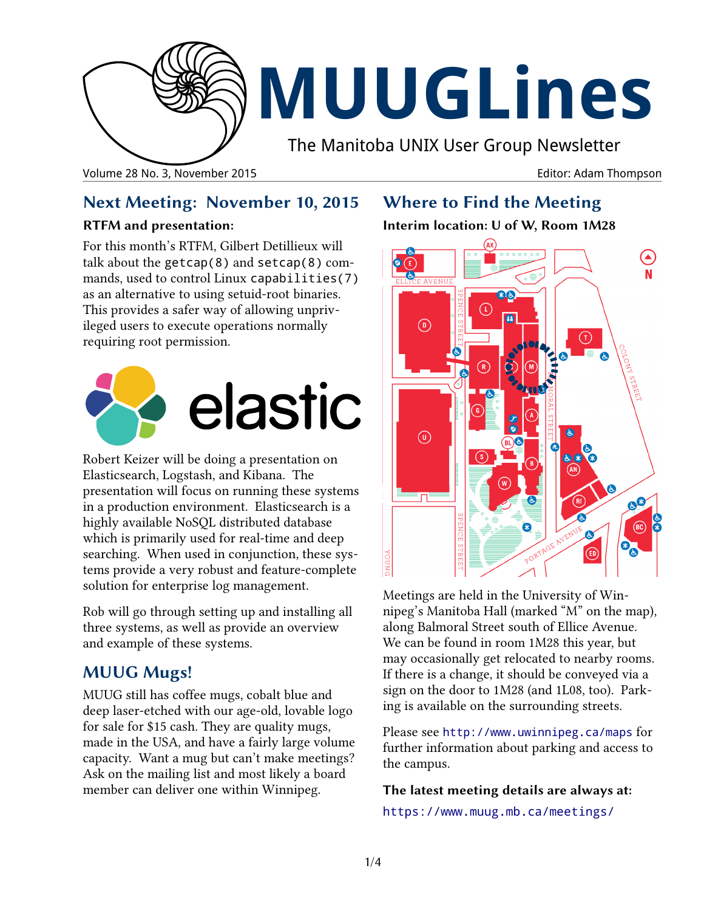# MUUGLines

The Manitoba UNIX User Group Newsletter

Volume 28 No. 3, November 2015 — Editor: Adam Thompson

## Next Meeting: November 10, 2015

### RTFM and presentation:

For this month's RTFM, Gilbert Detillieux will talk about the `getcap(8)` and `setcap(8)` commands, used to control Linux `capabilities(7)` as an alternative to using setuid-root binaries. This provides a safer way of allowing unprivileged users to execute operations normally requiring root permission.

Robert Keizer will be doing a presentation on Elasticsearch, Logstash, and Kibana. The presentation will focus on running these systems in a production environment. Elasticsearch is a highly available NoSQL distributed database which is primarily used for real-time and deep searching. When used in conjunction, these systems provide a very robust and feature-complete solution for enterprise log management.

Rob will go through setting up and installing all three systems, as well as provide an overview and example of these systems.

## MUUG Mugs!

MUUG still has coffee mugs, cobalt blue and deep laser-etched with our age-old, lovable logo for sale for $15 cash. They are quality mugs, made in the USA, and have a fairly large volume capacity. Want a mug but can't make meetings? Ask on the mailing list and most likely a board member can deliver one within Winnipeg.

## Where to Find the Meeting

### Interim location: U of W, Room 1M28

Meetings are held in the University of Winnipeg's Manitoba Hall (marked "M" on the map), along Balmoral Street south of Ellice Avenue. We can be found in room 1M28 this year, but may occasionally get relocated to nearby rooms. If there is a change, it should be conveyed via a sign on the door to 1M28 (and 1L08, too). Parking is available on the surrounding streets.

Please see `http://www.uwinnipeg.ca/maps` for further information about parking and access to the campus.

**The latest meeting details are always at:**

`https://www.muug.mb.ca/meetings/`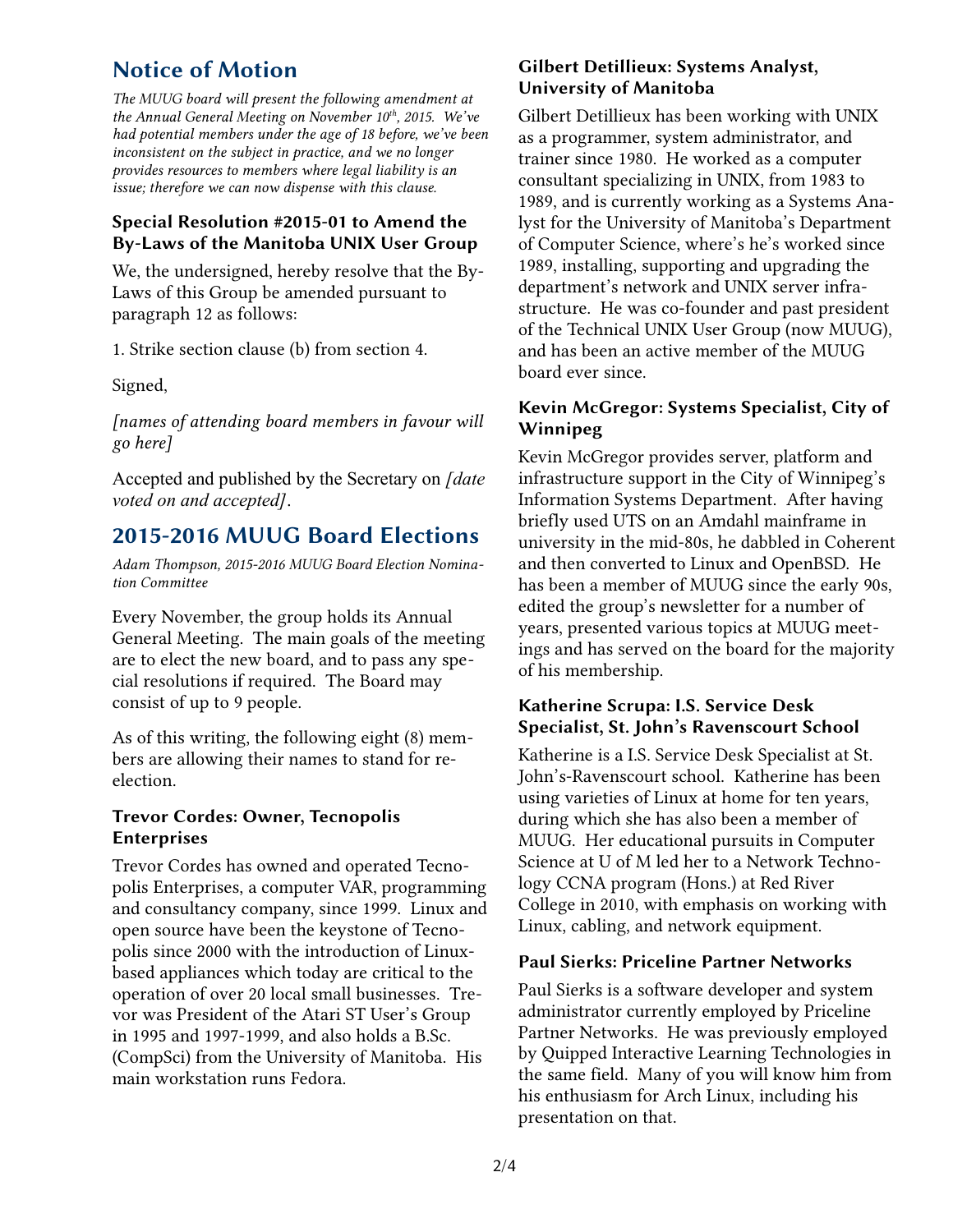## Notice of Motion

*The MUUG board will present the following amendment at the Annual General Meeting on November 10th, 2015. We've had potential members under the age of 18 before, we've been inconsistent on the subject in practice, and we no longer provides resources to members where legal liability is an issue; therefore we can now dispense with this clause.*

### Special Resolution #2015-01 to Amend the By-Laws of the Manitoba UNIX User Group

We, the undersigned, hereby resolve that the By-Laws of this Group be amended pursuant to paragraph 12 as follows:

1. Strike section clause (b) from section 4.

Signed,

*[names of attending board members in favour will go here]*

Accepted and published by the Secretary on *[date voted on and accepted]*.

## 2015-2016 MUUG Board Elections

*Adam Thompson, 2015-2016 MUUG Board Election Nomination Committee*

Every November, the group holds its Annual General Meeting. The main goals of the meeting are to elect the new board, and to pass any special resolutions if required. The Board may consist of up to 9 people.

As of this writing, the following eight (8) members are allowing their names to stand for re-election.

### Trevor Cordes: Owner, Tecnopolis Enterprises

Trevor Cordes has owned and operated Tecnopolis Enterprises, a computer VAR, programming and consultancy company, since 1999. Linux and open source have been the keystone of Tecnopolis since 2000 with the introduction of Linux-based appliances which today are critical to the operation of over 20 local small businesses. Trevor was President of the Atari ST User's Group in 1995 and 1997-1999, and also holds a B.Sc. (CompSci) from the University of Manitoba. His main workstation runs Fedora.

### Gilbert Detillieux: Systems Analyst, University of Manitoba

Gilbert Detillieux has been working with UNIX as a programmer, system administrator, and trainer since 1980. He worked as a computer consultant specializing in UNIX, from 1983 to 1989, and is currently working as a Systems Analyst for the University of Manitoba's Department of Computer Science, where's he's worked since 1989, installing, supporting and upgrading the department's network and UNIX server infrastructure. He was co-founder and past president of the Technical UNIX User Group (now MUUG), and has been an active member of the MUUG board ever since.

### Kevin McGregor: Systems Specialist, City of Winnipeg

Kevin McGregor provides server, platform and infrastructure support in the City of Winnipeg's Information Systems Department. After having briefly used UTS on an Amdahl mainframe in university in the mid-80s, he dabbled in Coherent and then converted to Linux and OpenBSD. He has been a member of MUUG since the early 90s, edited the group's newsletter for a number of years, presented various topics at MUUG meetings and has served on the board for the majority of his membership.

### Katherine Scrupa: I.S. Service Desk Specialist, St. John's Ravenscourt School

Katherine is a I.S. Service Desk Specialist at St. John's-Ravenscourt school. Katherine has been using varieties of Linux at home for ten years, during which she has also been a member of MUUG. Her educational pursuits in Computer Science at U of M led her to a Network Technology CCNA program (Hons.) at Red River College in 2010, with emphasis on working with Linux, cabling, and network equipment.

### Paul Sierks: Priceline Partner Networks

Paul Sierks is a software developer and system administrator currently employed by Priceline Partner Networks. He was previously employed by Quipped Interactive Learning Technologies in the same field. Many of you will know him from his enthusiasm for Arch Linux, including his presentation on that.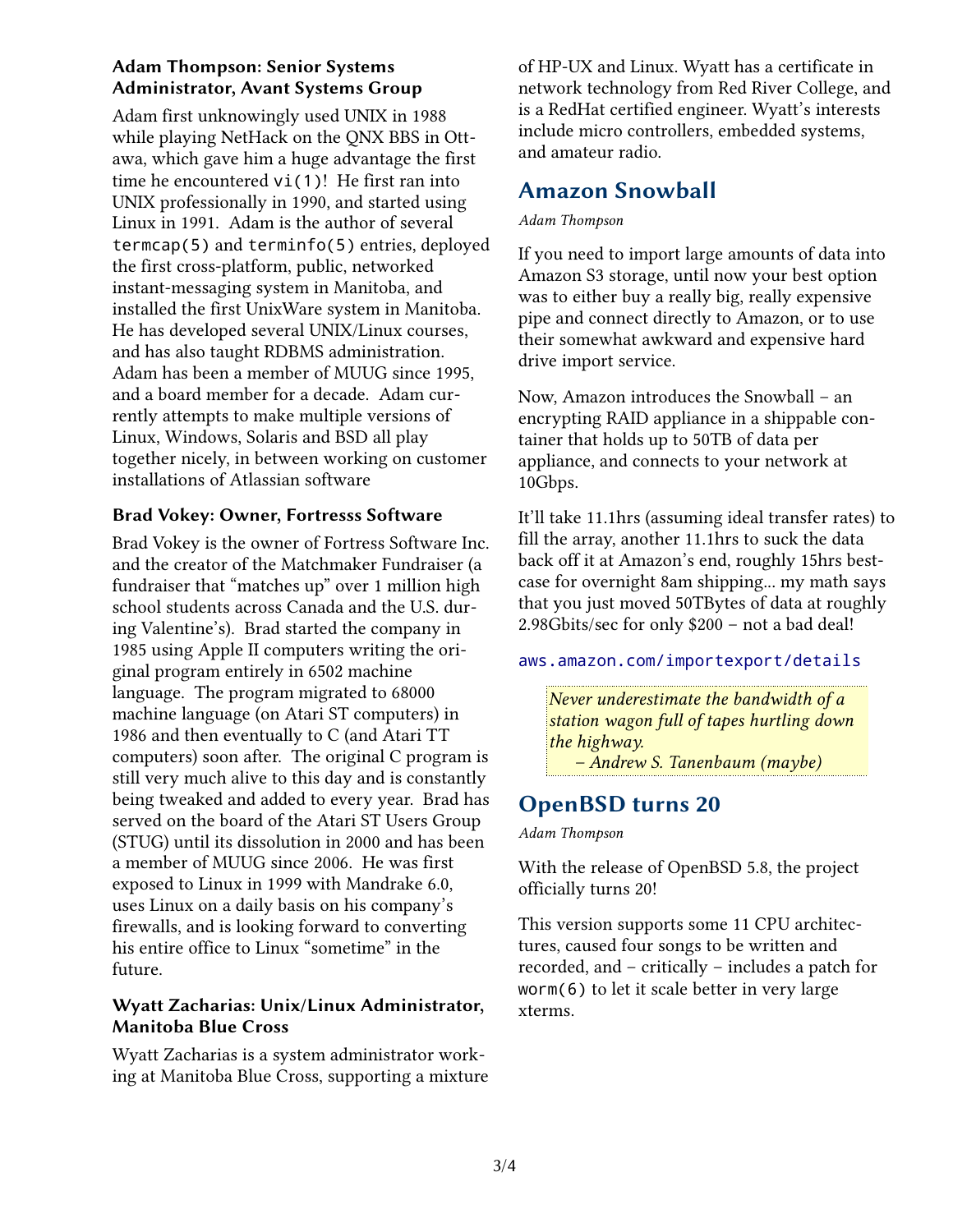### Adam Thompson: Senior Systems Administrator, Avant Systems Group

Adam first unknowingly used UNIX in 1988 while playing NetHack on the QNX BBS in Ottawa, which gave him a huge advantage the first time he encountered `vi(1)`! He first ran into UNIX professionally in 1990, and started using Linux in 1991. Adam is the author of several `termcap(5)` and `terminfo(5)` entries, deployed the first cross-platform, public, networked instant-messaging system in Manitoba, and installed the first UnixWare system in Manitoba. He has developed several UNIX/Linux courses, and has also taught RDBMS administration. Adam has been a member of MUUG since 1995, and a board member for a decade. Adam currently attempts to make multiple versions of Linux, Windows, Solaris and BSD all play together nicely, in between working on customer installations of Atlassian software

### Brad Vokey: Owner, Fortresss Software

Brad Vokey is the owner of Fortress Software Inc. and the creator of the Matchmaker Fundraiser (a fundraiser that "matches up" over 1 million high school students across Canada and the U.S. during Valentine's). Brad started the company in 1985 using Apple II computers writing the original program entirely in 6502 machine language. The program migrated to 68000 machine language (on Atari ST computers) in 1986 and then eventually to C (and Atari TT computers) soon after. The original C program is still very much alive to this day and is constantly being tweaked and added to every year. Brad has served on the board of the Atari ST Users Group (STUG) until its dissolution in 2000 and has been a member of MUUG since 2006. He was first exposed to Linux in 1999 with Mandrake 6.0, uses Linux on a daily basis on his company's firewalls, and is looking forward to converting his entire office to Linux "sometime" in the future.

### Wyatt Zacharias: Unix/Linux Administrator, Manitoba Blue Cross

Wyatt Zacharias is a system administrator working at Manitoba Blue Cross, supporting a mixture of HP-UX and Linux. Wyatt has a certificate in network technology from Red River College, and is a RedHat certified engineer. Wyatt's interests include micro controllers, embedded systems, and amateur radio.

## Amazon Snowball

*Adam Thompson*

If you need to import large amounts of data into Amazon S3 storage, until now your best option was to either buy a really big, really expensive pipe and connect directly to Amazon, or to use their somewhat awkward and expensive hard drive import service.

Now, Amazon introduces the Snowball – an encrypting RAID appliance in a shippable container that holds up to 50TB of data per appliance, and connects to your network at 10Gbps.

It'll take 11.1hrs (assuming ideal transfer rates) to fill the array, another 11.1hrs to suck the data back off it at Amazon's end, roughly 15hrs best-case for overnight 8am shipping... my math says that you just moved 50TBytes of data at roughly 2.98Gbits/sec for only $200 – not a bad deal!

aws.amazon.com/importexport/details

> *Never underestimate the bandwidth of a station wagon full of tapes hurtling down the highway.*
> *– Andrew S. Tanenbaum (maybe)*

## OpenBSD turns 20

*Adam Thompson*

With the release of OpenBSD 5.8, the project officially turns 20!

This version supports some 11 CPU architectures, caused four songs to be written and recorded, and – critically – includes a patch for `worm(6)` to let it scale better in very large xterms.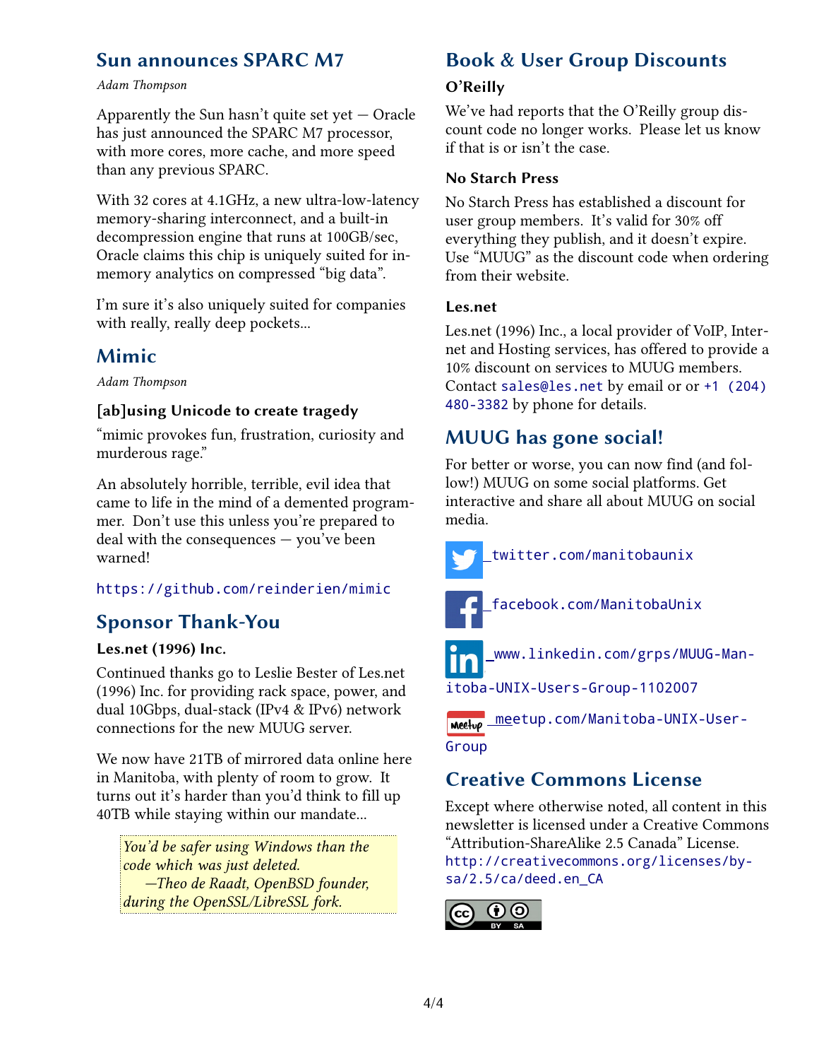## Sun announces SPARC M7

*Adam Thompson*

Apparently the Sun hasn't quite set yet — Oracle has just announced the SPARC M7 processor, with more cores, more cache, and more speed than any previous SPARC.

With 32 cores at 4.1GHz, a new ultra-low-latency memory-sharing interconnect, and a built-in decompression engine that runs at 100GB/sec, Oracle claims this chip is uniquely suited for in-memory analytics on compressed "big data".

I'm sure it's also uniquely suited for companies with really, really deep pockets...

## Mimic

*Adam Thompson*

### [ab]using Unicode to create tragedy

"mimic provokes fun, frustration, curiosity and murderous rage."

An absolutely horrible, terrible, evil idea that came to life in the mind of a demented programmer. Don't use this unless you're prepared to deal with the consequences — you've been warned!

`https://github.com/reinderien/mimic`

## Sponsor Thank-You

### Les.net (1996) Inc.

Continued thanks go to Leslie Bester of Les.net (1996) Inc. for providing rack space, power, and dual 10Gbps, dual-stack (IPv4 & IPv6) network connections for the new MUUG server.

We now have 21TB of mirrored data online here in Manitoba, with plenty of room to grow. It turns out it's harder than you'd think to fill up 40TB while staying within our mandate...

> *You'd be safer using Windows than the code which was just deleted.*
> *—Theo de Raadt, OpenBSD founder, during the OpenSSL/LibreSSL fork.*

## Book & User Group Discounts

### O'Reilly

We've had reports that the O'Reilly group discount code no longer works. Please let us know if that is or isn't the case.

### No Starch Press

No Starch Press has established a discount for user group members. It's valid for 30% off everything they publish, and it doesn't expire. Use "MUUG" as the discount code when ordering from their website.

### Les.net

Les.net (1996) Inc., a local provider of VoIP, Internet and Hosting services, has offered to provide a 10% discount on services to MUUG members. Contact `sales@les.net` by email or or `+1 (204) 480-3382` by phone for details.

## MUUG has gone social!

For better or worse, you can now find (and follow!) MUUG on some social platforms. Get interactive and share all about MUUG on social media.

`twitter.com/manitobaunix`

`facebook.com/ManitobaUnix`

`www.linkedin.com/grps/MUUG-Manitoba-UNIX-Users-Group-1102007`

`meetup.com/Manitoba-UNIX-User-Group`

## Creative Commons License

Except where otherwise noted, all content in this newsletter is licensed under a Creative Commons "Attribution-ShareAlike 2.5 Canada" License. `http://creativecommons.org/licenses/by-sa/2.5/ca/deed.en_CA`